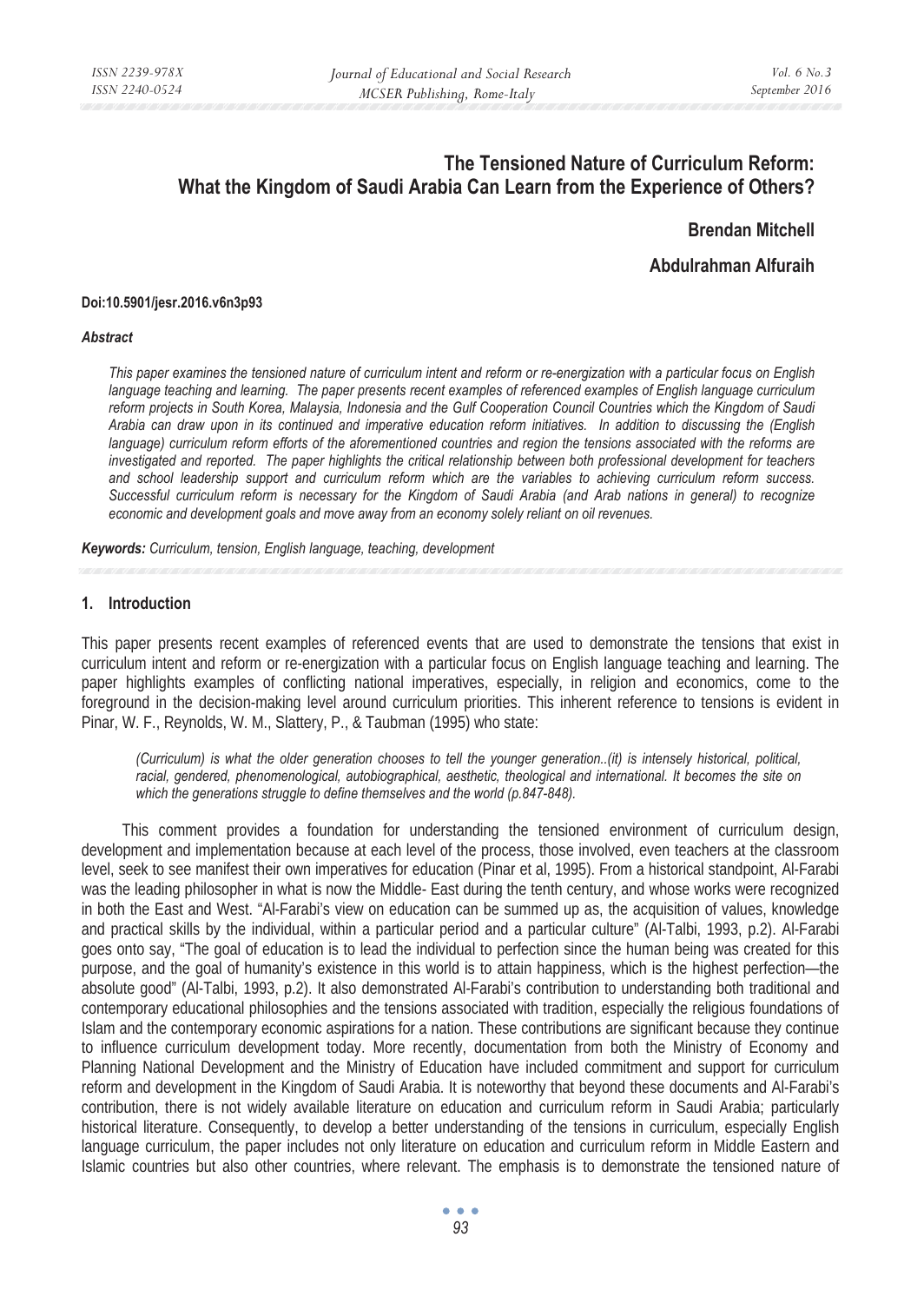# The Tensioned Nature of Curriculum Reform: What the Kingdom of Saudi Arabia Can Learn from the Experience of Others?

**Brendan Mitchell**

**Abdulrahman Alfuraih**

**Doi:10.5901/jesr.2016.v6n3p93**

### *Abstract*

*This paper examines the tensioned nature of curriculum intent and reform or re-energization with a particular focus on English language teaching and learning. The paper presents recent examples of referenced examples of English language curriculum reform projects in South Korea, Malaysia, Indonesia and the Gulf Cooperation Council Countries which the Kingdom of Saudi Arabia can draw upon in its continued and imperative education reform initiatives. In addition to discussing the (English language) curriculum reform efforts of the aforementioned countries and region the tensions associated with the reforms are investigated and reported. The paper highlights the critical relationship between both professional development for teachers and school leadership support and curriculum reform which are the variables to achieving curriculum reform success. Successful curriculum reform is necessary for the Kingdom of Saudi Arabia (and Arab nations in general) to recognize economic and development goals and move away from an economy solely reliant on oil revenues.*

***Keywords:*** *Curriculum, tension, English language, teaching, development*

## 1. Introduction

This paper presents recent examples of referenced events that are used to demonstrate the tensions that exist in curriculum intent and reform or re-energization with a particular focus on English language teaching and learning. The paper highlights examples of conflicting national imperatives, especially, in religion and economics, come to the foreground in the decision-making level around curriculum priorities. This inherent reference to tensions is evident in Pinar, W. F., Reynolds, W. M., Slattery, P., & Taubman (1995) who state:

> *(Curriculum) is what the older generation chooses to tell the younger generation..(it) is intensely historical, political, racial, gendered, phenomenological, autobiographical, aesthetic, theological and international. It becomes the site on which the generations struggle to define themselves and the world (p.847-848).*

This comment provides a foundation for understanding the tensioned environment of curriculum design, development and implementation because at each level of the process, those involved, even teachers at the classroom level, seek to see manifest their own imperatives for education (Pinar et al, 1995). From a historical standpoint, Al-Farabi was the leading philosopher in what is now the Middle- East during the tenth century, and whose works were recognized in both the East and West. "Al-Farabi's view on education can be summed up as, the acquisition of values, knowledge and practical skills by the individual, within a particular period and a particular culture" (Al-Talbi, 1993, p.2). Al-Farabi goes onto say, "The goal of education is to lead the individual to perfection since the human being was created for this purpose, and the goal of humanity's existence in this world is to attain happiness, which is the highest perfection—the absolute good" (Al-Talbi, 1993, p.2). It also demonstrated Al-Farabi's contribution to understanding both traditional and contemporary educational philosophies and the tensions associated with tradition, especially the religious foundations of Islam and the contemporary economic aspirations for a nation. These contributions are significant because they continue to influence curriculum development today. More recently, documentation from both the Ministry of Economy and Planning National Development and the Ministry of Education have included commitment and support for curriculum reform and development in the Kingdom of Saudi Arabia. It is noteworthy that beyond these documents and Al-Farabi's contribution, there is not widely available literature on education and curriculum reform in Saudi Arabia; particularly historical literature. Consequently, to develop a better understanding of the tensions in curriculum, especially English language curriculum, the paper includes not only literature on education and curriculum reform in Middle Eastern and Islamic countries but also other countries, where relevant. The emphasis is to demonstrate the tensioned nature of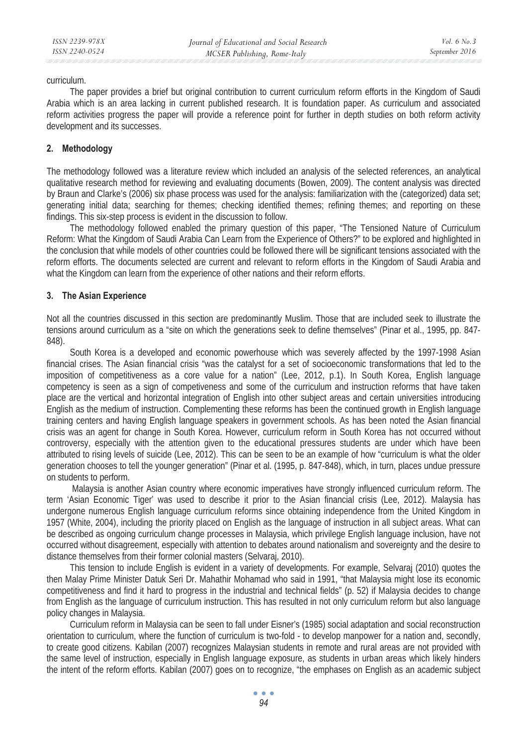curriculum.

The paper provides a brief but original contribution to current curriculum reform efforts in the Kingdom of Saudi Arabia which is an area lacking in current published research. It is foundation paper. As curriculum and associated reform activities progress the paper will provide a reference point for further in depth studies on both reform activity development and its successes.

## 2. Methodology

The methodology followed was a literature review which included an analysis of the selected references, an analytical qualitative research method for reviewing and evaluating documents (Bowen, 2009). The content analysis was directed by Braun and Clarke's (2006) six phase process was used for the analysis: familiarization with the (categorized) data set; generating initial data; searching for themes; checking identified themes; refining themes; and reporting on these findings. This six-step process is evident in the discussion to follow.

The methodology followed enabled the primary question of this paper, "The Tensioned Nature of Curriculum Reform: What the Kingdom of Saudi Arabia Can Learn from the Experience of Others?" to be explored and highlighted in the conclusion that while models of other countries could be followed there will be significant tensions associated with the reform efforts. The documents selected are current and relevant to reform efforts in the Kingdom of Saudi Arabia and what the Kingdom can learn from the experience of other nations and their reform efforts.

## 3. The Asian Experience

Not all the countries discussed in this section are predominantly Muslim. Those that are included seek to illustrate the tensions around curriculum as a "site on which the generations seek to define themselves" (Pinar et al., 1995, pp. 847-848).

South Korea is a developed and economic powerhouse which was severely affected by the 1997-1998 Asian financial crises. The Asian financial crisis "was the catalyst for a set of socioeconomic transformations that led to the imposition of competitiveness as a core value for a nation" (Lee, 2012, p.1). In South Korea, English language competency is seen as a sign of competiveness and some of the curriculum and instruction reforms that have taken place are the vertical and horizontal integration of English into other subject areas and certain universities introducing English as the medium of instruction. Complementing these reforms has been the continued growth in English language training centers and having English language speakers in government schools. As has been noted the Asian financial crisis was an agent for change in South Korea. However, curriculum reform in South Korea has not occurred without controversy, especially with the attention given to the educational pressures students are under which have been attributed to rising levels of suicide (Lee, 2012). This can be seen to be an example of how "curriculum is what the older generation chooses to tell the younger generation" (Pinar et al. (1995, p. 847-848), which, in turn, places undue pressure on students to perform.

Malaysia is another Asian country where economic imperatives have strongly influenced curriculum reform. The term 'Asian Economic Tiger' was used to describe it prior to the Asian financial crisis (Lee, 2012). Malaysia has undergone numerous English language curriculum reforms since obtaining independence from the United Kingdom in 1957 (White, 2004), including the priority placed on English as the language of instruction in all subject areas. What can be described as ongoing curriculum change processes in Malaysia, which privilege English language inclusion, have not occurred without disagreement, especially with attention to debates around nationalism and sovereignty and the desire to distance themselves from their former colonial masters (Selvaraj, 2010).

This tension to include English is evident in a variety of developments. For example, Selvaraj (2010) quotes the then Malay Prime Minister Datuk Seri Dr. Mahathir Mohamad who said in 1991, "that Malaysia might lose its economic competitiveness and find it hard to progress in the industrial and technical fields" (p. 52) if Malaysia decides to change from English as the language of curriculum instruction. This has resulted in not only curriculum reform but also language policy changes in Malaysia.

Curriculum reform in Malaysia can be seen to fall under Eisner's (1985) social adaptation and social reconstruction orientation to curriculum, where the function of curriculum is two-fold - to develop manpower for a nation and, secondly, to create good citizens. Kabilan (2007) recognizes Malaysian students in remote and rural areas are not provided with the same level of instruction, especially in English language exposure, as students in urban areas which likely hinders the intent of the reform efforts. Kabilan (2007) goes on to recognize, "the emphases on English as an academic subject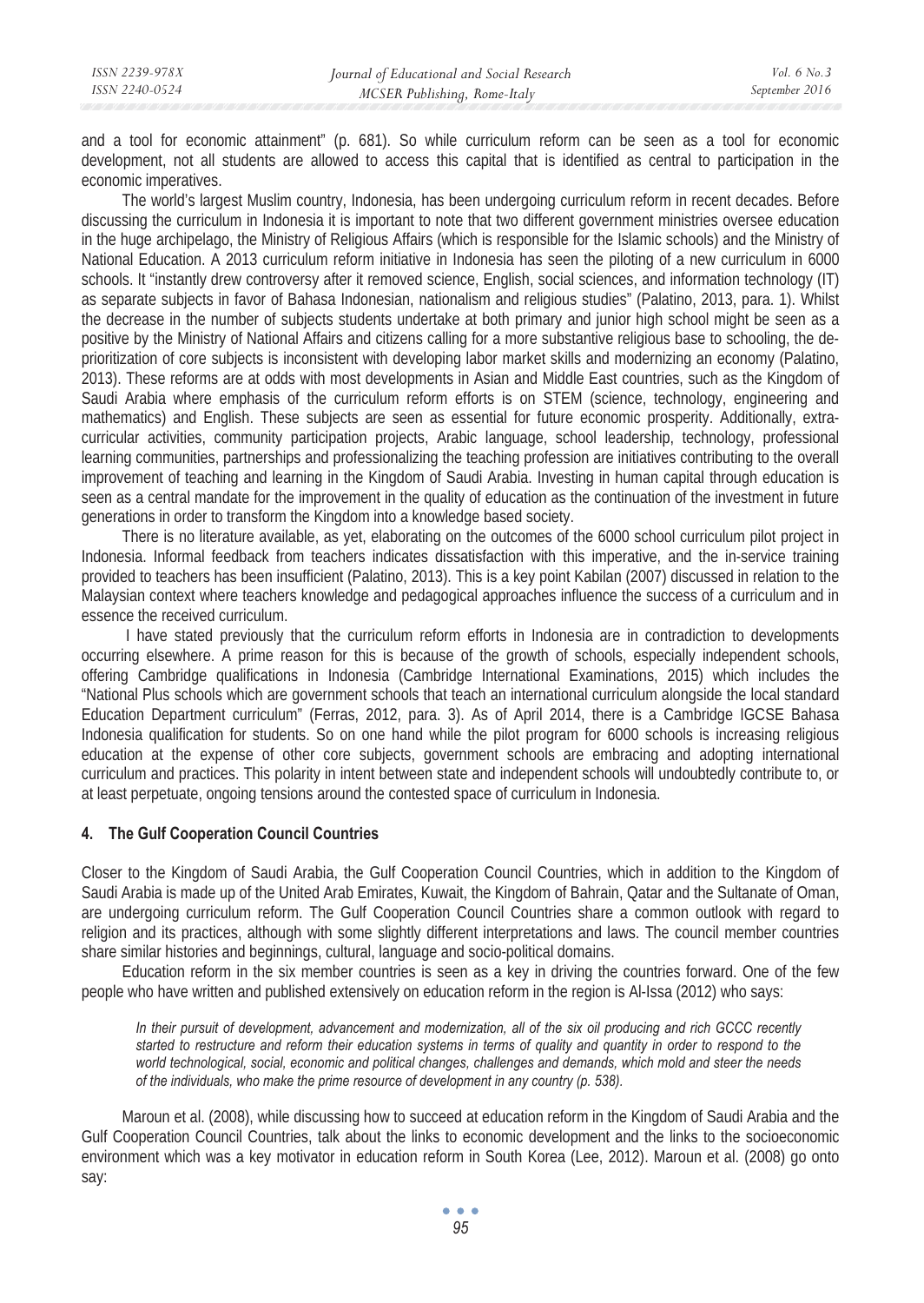and a tool for economic attainment" (p. 681). So while curriculum reform can be seen as a tool for economic development, not all students are allowed to access this capital that is identified as central to participation in the economic imperatives.

The world's largest Muslim country, Indonesia, has been undergoing curriculum reform in recent decades. Before discussing the curriculum in Indonesia it is important to note that two different government ministries oversee education in the huge archipelago, the Ministry of Religious Affairs (which is responsible for the Islamic schools) and the Ministry of National Education. A 2013 curriculum reform initiative in Indonesia has seen the piloting of a new curriculum in 6000 schools. It "instantly drew controversy after it removed science, English, social sciences, and information technology (IT) as separate subjects in favor of Bahasa Indonesian, nationalism and religious studies" (Palatino, 2013, para. 1). Whilst the decrease in the number of subjects students undertake at both primary and junior high school might be seen as a positive by the Ministry of National Affairs and citizens calling for a more substantive religious base to schooling, the de-prioritization of core subjects is inconsistent with developing labor market skills and modernizing an economy (Palatino, 2013). These reforms are at odds with most developments in Asian and Middle East countries, such as the Kingdom of Saudi Arabia where emphasis of the curriculum reform efforts is on STEM (science, technology, engineering and mathematics) and English. These subjects are seen as essential for future economic prosperity. Additionally, extra-curricular activities, community participation projects, Arabic language, school leadership, technology, professional learning communities, partnerships and professionalizing the teaching profession are initiatives contributing to the overall improvement of teaching and learning in the Kingdom of Saudi Arabia. Investing in human capital through education is seen as a central mandate for the improvement in the quality of education as the continuation of the investment in future generations in order to transform the Kingdom into a knowledge based society.

There is no literature available, as yet, elaborating on the outcomes of the 6000 school curriculum pilot project in Indonesia. Informal feedback from teachers indicates dissatisfaction with this imperative, and the in-service training provided to teachers has been insufficient (Palatino, 2013). This is a key point Kabilan (2007) discussed in relation to the Malaysian context where teachers knowledge and pedagogical approaches influence the success of a curriculum and in essence the received curriculum.

I have stated previously that the curriculum reform efforts in Indonesia are in contradiction to developments occurring elsewhere. A prime reason for this is because of the growth of schools, especially independent schools, offering Cambridge qualifications in Indonesia (Cambridge International Examinations, 2015) which includes the "National Plus schools which are government schools that teach an international curriculum alongside the local standard Education Department curriculum" (Ferras, 2012, para. 3). As of April 2014, there is a Cambridge IGCSE Bahasa Indonesia qualification for students. So on one hand while the pilot program for 6000 schools is increasing religious education at the expense of other core subjects, government schools are embracing and adopting international curriculum and practices. This polarity in intent between state and independent schools will undoubtedly contribute to, or at least perpetuate, ongoing tensions around the contested space of curriculum in Indonesia.

## 4. The Gulf Cooperation Council Countries

Closer to the Kingdom of Saudi Arabia, the Gulf Cooperation Council Countries, which in addition to the Kingdom of Saudi Arabia is made up of the United Arab Emirates, Kuwait, the Kingdom of Bahrain, Qatar and the Sultanate of Oman, are undergoing curriculum reform. The Gulf Cooperation Council Countries share a common outlook with regard to religion and its practices, although with some slightly different interpretations and laws. The council member countries share similar histories and beginnings, cultural, language and socio-political domains.

Education reform in the six member countries is seen as a key in driving the countries forward. One of the few people who have written and published extensively on education reform in the region is Al-Issa (2012) who says:

> *In their pursuit of development, advancement and modernization, all of the six oil producing and rich GCCC recently started to restructure and reform their education systems in terms of quality and quantity in order to respond to the world technological, social, economic and political changes, challenges and demands, which mold and steer the needs of the individuals, who make the prime resource of development in any country (p. 538).*

Maroun et al. (2008), while discussing how to succeed at education reform in the Kingdom of Saudi Arabia and the Gulf Cooperation Council Countries, talk about the links to economic development and the links to the socioeconomic environment which was a key motivator in education reform in South Korea (Lee, 2012). Maroun et al. (2008) go onto say: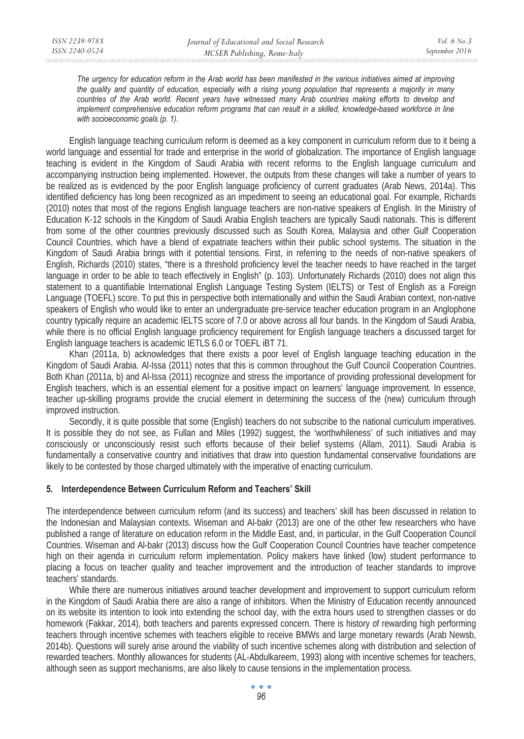> *The urgency for education reform in the Arab world has been manifested in the various initiatives aimed at improving the quality and quantity of education, especially with a rising young population that represents a majority in many countries of the Arab world. Recent years have witnessed many Arab countries making efforts to develop and implement comprehensive education reform programs that can result in a skilled, knowledge-based workforce in line with socioeconomic goals (p. 1).*

English language teaching curriculum reform is deemed as a key component in curriculum reform due to it being a world language and essential for trade and enterprise in the world of globalization. The importance of English language teaching is evident in the Kingdom of Saudi Arabia with recent reforms to the English language curriculum and accompanying instruction being implemented. However, the outputs from these changes will take a number of years to be realized as is evidenced by the poor English language proficiency of current graduates (Arab News, 2014a). This identified deficiency has long been recognized as an impediment to seeing an educational goal. For example, Richards (2010) notes that most of the regions English language teachers are non-native speakers of English. In the Ministry of Education K-12 schools in the Kingdom of Saudi Arabia English teachers are typically Saudi nationals. This is different from some of the other countries previously discussed such as South Korea, Malaysia and other Gulf Cooperation Council Countries, which have a blend of expatriate teachers within their public school systems. The situation in the Kingdom of Saudi Arabia brings with it potential tensions. First, in referring to the needs of non-native speakers of English, Richards (2010) states, "there is a threshold proficiency level the teacher needs to have reached in the target language in order to be able to teach effectively in English" (p. 103). Unfortunately Richards (2010) does not align this statement to a quantifiable International English Language Testing System (IELTS) or Test of English as a Foreign Language (TOEFL) score. To put this in perspective both internationally and within the Saudi Arabian context, non-native speakers of English who would like to enter an undergraduate pre-service teacher education program in an Anglophone country typically require an academic IELTS score of 7.0 or above across all four bands. In the Kingdom of Saudi Arabia, while there is no official English language proficiency requirement for English language teachers a discussed target for English language teachers is academic IETLS 6.0 or TOEFL iBT 71.

Khan (2011a, b) acknowledges that there exists a poor level of English language teaching education in the Kingdom of Saudi Arabia. Al-Issa (2011) notes that this is common throughout the Gulf Council Cooperation Countries. Both Khan (2011a, b) and Al-Issa (2011) recognize and stress the importance of providing professional development for English teachers, which is an essential element for a positive impact on learners' language improvement. In essence, teacher up-skilling programs provide the crucial element in determining the success of the (new) curriculum through improved instruction.

Secondly, it is quite possible that some (English) teachers do not subscribe to the national curriculum imperatives. It is possible they do not see, as Fullan and Miles (1992) suggest, the 'worthwhileness' of such initiatives and may consciously or unconsciously resist such efforts because of their belief systems (Allam, 2011). Saudi Arabia is fundamentally a conservative country and initiatives that draw into question fundamental conservative foundations are likely to be contested by those charged ultimately with the imperative of enacting curriculum.

## 5. Interdependence Between Curriculum Reform and Teachers' Skill

The interdependence between curriculum reform (and its success) and teachers' skill has been discussed in relation to the Indonesian and Malaysian contexts. Wiseman and Al-bakr (2013) are one of the other few researchers who have published a range of literature on education reform in the Middle East, and, in particular, in the Gulf Cooperation Council Countries. Wiseman and Al-bakr (2013) discuss how the Gulf Cooperation Council Countries have teacher competence high on their agenda in curriculum reform implementation. Policy makers have linked (low) student performance to placing a focus on teacher quality and teacher improvement and the introduction of teacher standards to improve teachers' standards.

While there are numerous initiatives around teacher development and improvement to support curriculum reform in the Kingdom of Saudi Arabia there are also a range of inhibitors. When the Ministry of Education recently announced on its website its intention to look into extending the school day, with the extra hours used to strengthen classes or do homework (Fakkar, 2014), both teachers and parents expressed concern. There is history of rewarding high performing teachers through incentive schemes with teachers eligible to receive BMWs and large monetary rewards (Arab Newsb, 2014b). Questions will surely arise around the viability of such incentive schemes along with distribution and selection of rewarded teachers. Monthly allowances for students (AL-Abdulkareem, 1993) along with incentive schemes for teachers, although seen as support mechanisms, are also likely to cause tensions in the implementation process.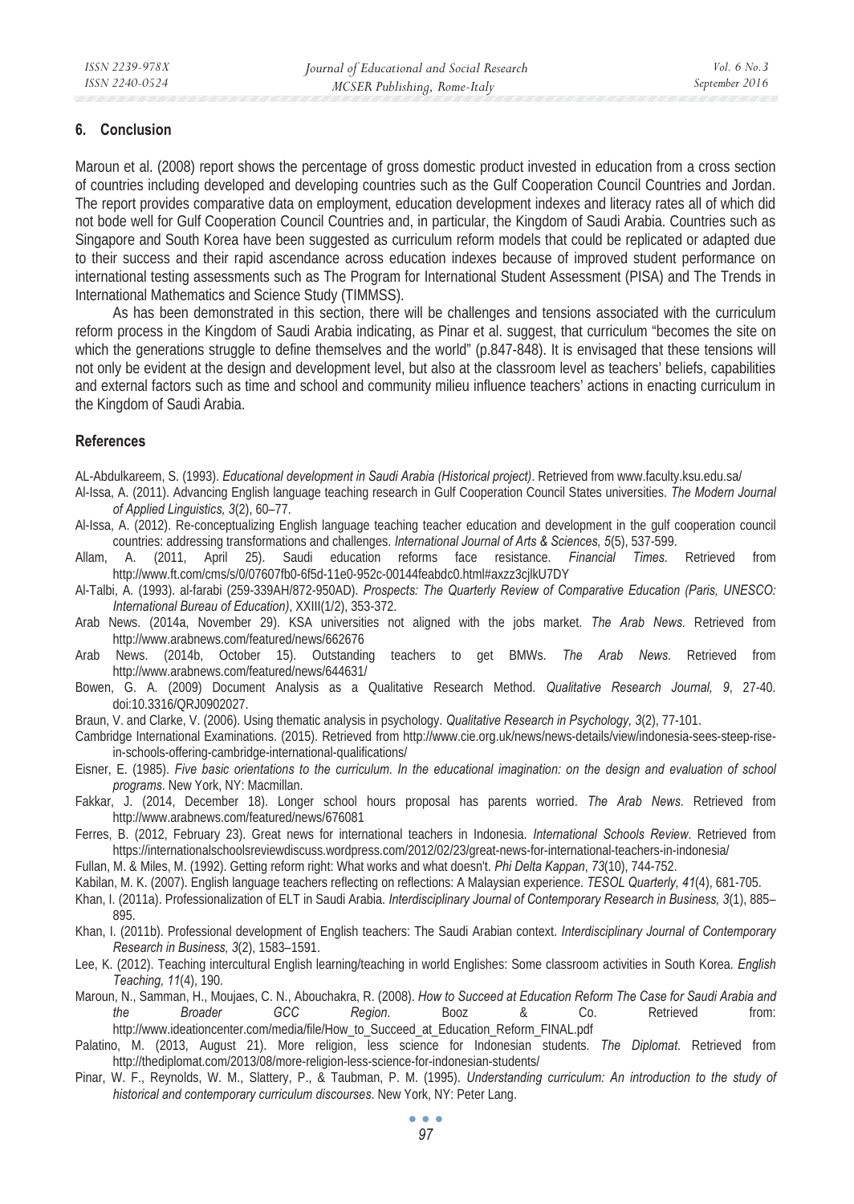## 6. Conclusion

Maroun et al. (2008) report shows the percentage of gross domestic product invested in education from a cross section of countries including developed and developing countries such as the Gulf Cooperation Council Countries and Jordan. The report provides comparative data on employment, education development indexes and literacy rates all of which did not bode well for Gulf Cooperation Council Countries and, in particular, the Kingdom of Saudi Arabia. Countries such as Singapore and South Korea have been suggested as curriculum reform models that could be replicated or adapted due to their success and their rapid ascendance across education indexes because of improved student performance on international testing assessments such as The Program for International Student Assessment (PISA) and The Trends in International Mathematics and Science Study (TIMMSS).

As has been demonstrated in this section, there will be challenges and tensions associated with the curriculum reform process in the Kingdom of Saudi Arabia indicating, as Pinar et al. suggest, that curriculum "becomes the site on which the generations struggle to define themselves and the world" (p.847-848). It is envisaged that these tensions will not only be evident at the design and development level, but also at the classroom level as teachers' beliefs, capabilities and external factors such as time and school and community milieu influence teachers' actions in enacting curriculum in the Kingdom of Saudi Arabia.

## References

AL-Abdulkareem, S. (1993). *Educational development in Saudi Arabia (Historical project)*. Retrieved from www.faculty.ksu.edu.sa/

Al-Issa, A. (2011). Advancing English language teaching research in Gulf Cooperation Council States universities. *The Modern Journal of Applied Linguistics, 3*(2), 60–77.

Al-Issa, A. (2012). Re-conceptualizing English language teaching teacher education and development in the gulf cooperation council countries: addressing transformations and challenges. *International Journal of Arts & Sciences, 5*(5), 537-599.

Allam, A. (2011, April 25). Saudi education reforms face resistance. *Financial Times*. Retrieved from http://www.ft.com/cms/s/0/07607fb0-6f5d-11e0-952c-00144feabdc0.html#axzz3cjlkU7DY

Al-Talbi, A. (1993). al-farabi (259-339AH/872-950AD). *Prospects: The Quarterly Review of Comparative Education (Paris, UNESCO: International Bureau of Education)*, XXIII(1/2), 353-372.

Arab News. (2014a, November 29). KSA universities not aligned with the jobs market. *The Arab News.* Retrieved from http://www.arabnews.com/featured/news/662676

Arab News. (2014b, October 15). Outstanding teachers to get BMWs. *The Arab News*. Retrieved from http://www.arabnews.com/featured/news/644631/

Bowen, G. A. (2009) Document Analysis as a Qualitative Research Method. *Qualitative Research Journal, 9*, 27-40. doi:10.3316/QRJ0902027.

Braun, V. and Clarke, V. (2006). Using thematic analysis in psychology. *Qualitative Research in Psychology, 3*(2), 77-101.

Cambridge International Examinations. (2015). Retrieved from http://www.cie.org.uk/news/news-details/view/indonesia-sees-steep-rise-in-schools-offering-cambridge-international-qualifications/

Eisner, E. (1985). *Five basic orientations to the curriculum. In the educational imagination: on the design and evaluation of school programs*. New York, NY: Macmillan.

Fakkar, J. (2014, December 18). Longer school hours proposal has parents worried. *The Arab News*. Retrieved from http://www.arabnews.com/featured/news/676081

Ferres, B. (2012, February 23). Great news for international teachers in Indonesia. *International Schools Review*. Retrieved from https://internationalschoolsreviewdiscuss.wordpress.com/2012/02/23/great-news-for-international-teachers-in-indonesia/

Fullan, M. & Miles, M. (1992). Getting reform right: What works and what doesn't. *Phi Delta Kappan*, *73*(10), 744-752.

Kabilan, M. K. (2007). English language teachers reflecting on reflections: A Malaysian experience. *TESOL Quarterly, 41*(4), 681-705.

Khan, I. (2011a). Professionalization of ELT in Saudi Arabia. *Interdisciplinary Journal of Contemporary Research in Business, 3*(1), 885–895.

Khan, I. (2011b). Professional development of English teachers: The Saudi Arabian context. *Interdisciplinary Journal of Contemporary Research in Business, 3*(2), 1583–1591.

Lee, K. (2012). Teaching intercultural English learning/teaching in world Englishes: Some classroom activities in South Korea. *English Teaching, 11*(4), 190.

Maroun, N., Samman, H., Moujaes, C. N., Abouchakra, R. (2008). *How to Succeed at Education Reform The Case for Saudi Arabia and the Broader GCC Region.* Booz & Co. Retrieved from: http://www.ideationcenter.com/media/file/How_to_Succeed_at_Education_Reform_FINAL.pdf

Palatino, M. (2013, August 21). More religion, less science for Indonesian students. *The Diplomat*. Retrieved from http://thediplomat.com/2013/08/more-religion-less-science-for-indonesian-students/

Pinar, W. F., Reynolds, W. M., Slattery, P., & Taubman, P. M. (1995). *Understanding curriculum: An introduction to the study of historical and contemporary curriculum discourses*. New York, NY: Peter Lang.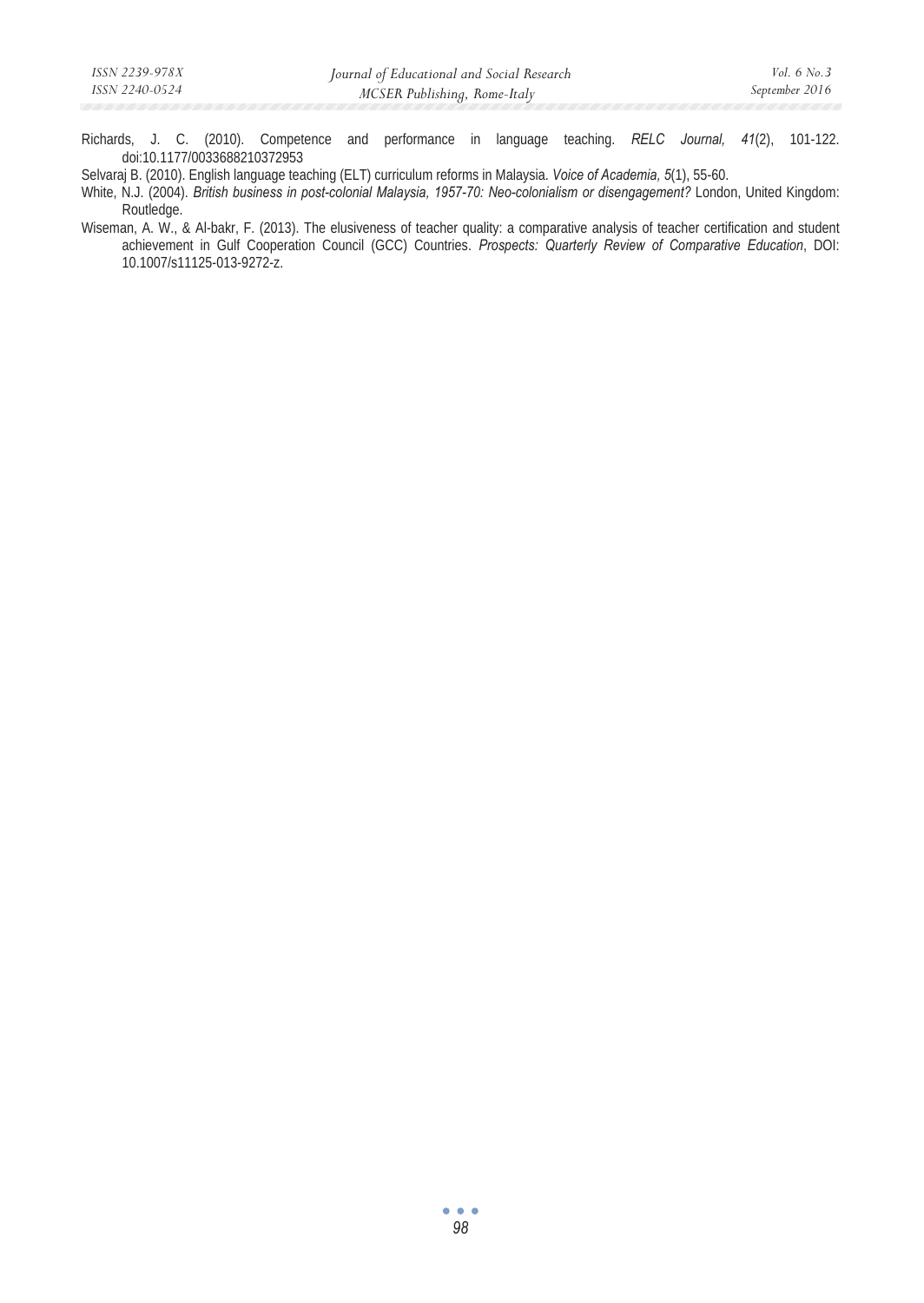Richards, J. C. (2010). Competence and performance in language teaching. *RELC Journal, 41*(2), 101-122. doi:10.1177/0033688210372953

Selvaraj B. (2010). English language teaching (ELT) curriculum reforms in Malaysia. *Voice of Academia, 5*(1), 55-60.

White, N.J. (2004). *British business in post-colonial Malaysia, 1957-70: Neo-colonialism or disengagement?* London, United Kingdom: Routledge.

Wiseman, A. W., & Al-bakr, F. (2013). The elusiveness of teacher quality: a comparative analysis of teacher certification and student achievement in Gulf Cooperation Council (GCC) Countries. *Prospects: Quarterly Review of Comparative Education*, DOI: 10.1007/s11125-013-9272-z.